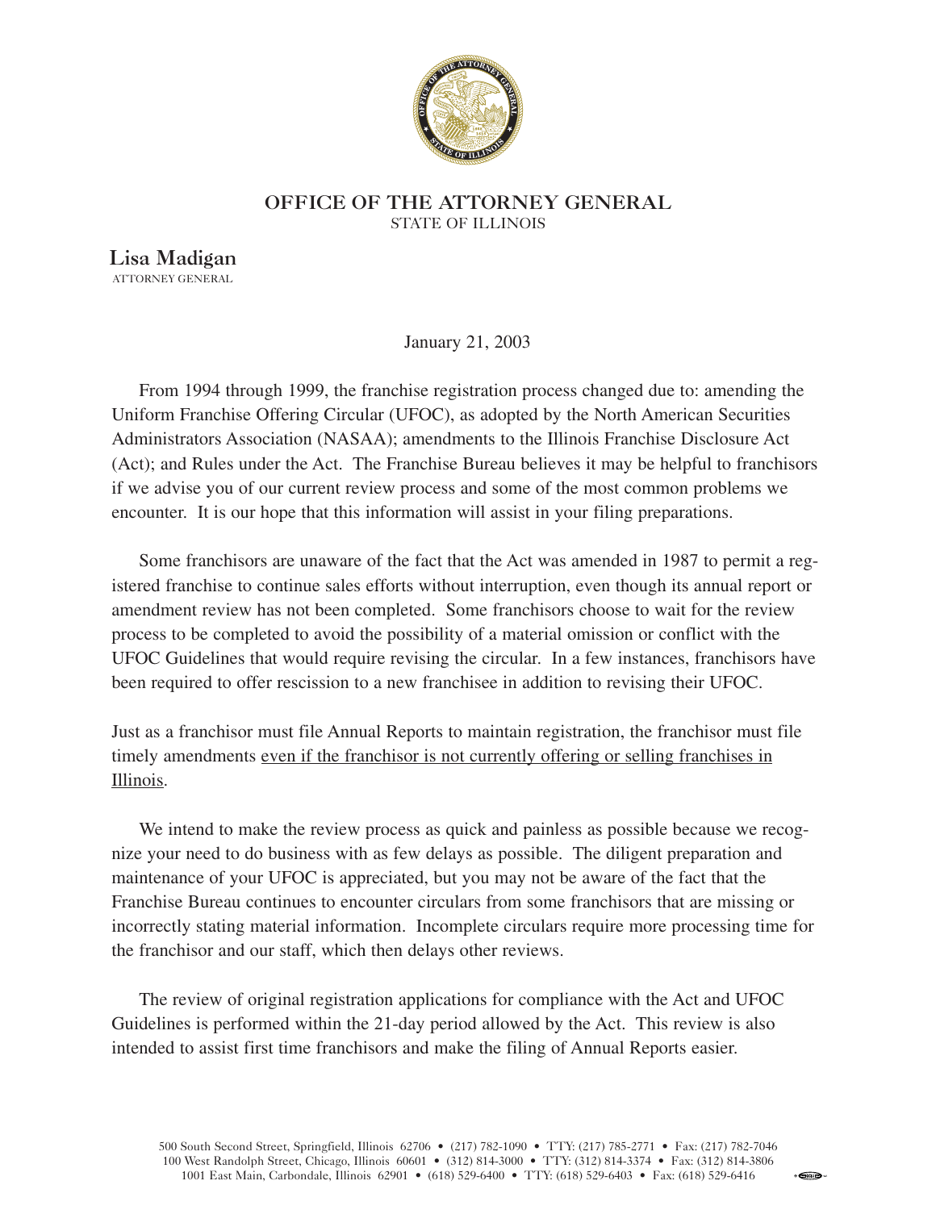# OFFICE OF THE ATTORNEY GENERAL

STATE OF ILLINOIS

**Lisa Madigan**
ATTORNEY GENERAL

January 21, 2003

From 1994 through 1999, the franchise registration process changed due to: amending the Uniform Franchise Offering Circular (UFOC), as adopted by the North American Securities Administrators Association (NASAA); amendments to the Illinois Franchise Disclosure Act (Act); and Rules under the Act. The Franchise Bureau believes it may be helpful to franchisors if we advise you of our current review process and some of the most common problems we encounter. It is our hope that this information will assist in your filing preparations.

Some franchisors are unaware of the fact that the Act was amended in 1987 to permit a registered franchise to continue sales efforts without interruption, even though its annual report or amendment review has not been completed. Some franchisors choose to wait for the review process to be completed to avoid the possibility of a material omission or conflict with the UFOC Guidelines that would require revising the circular. In a few instances, franchisors have been required to offer rescission to a new franchisee in addition to revising their UFOC.

Just as a franchisor must file Annual Reports to maintain registration, the franchisor must file timely amendments even if the franchisor is not currently offering or selling franchises in Illinois.

We intend to make the review process as quick and painless as possible because we recognize your need to do business with as few delays as possible. The diligent preparation and maintenance of your UFOC is appreciated, but you may not be aware of the fact that the Franchise Bureau continues to encounter circulars from some franchisors that are missing or incorrectly stating material information. Incomplete circulars require more processing time for the franchisor and our staff, which then delays other reviews.

The review of original registration applications for compliance with the Act and UFOC Guidelines is performed within the 21-day period allowed by the Act. This review is also intended to assist first time franchisors and make the filing of Annual Reports easier.

500 South Second Street, Springfield, Illinois 62706 • (217) 782-1090 • TTY: (217) 785-2771 • Fax: (217) 782-7046
100 West Randolph Street, Chicago, Illinois 60601 • (312) 814-3000 • TTY: (312) 814-3374 • Fax: (312) 814-3806
1001 East Main, Carbondale, Illinois 62901 • (618) 529-6400 • TTY: (618) 529-6403 • Fax: (618) 529-6416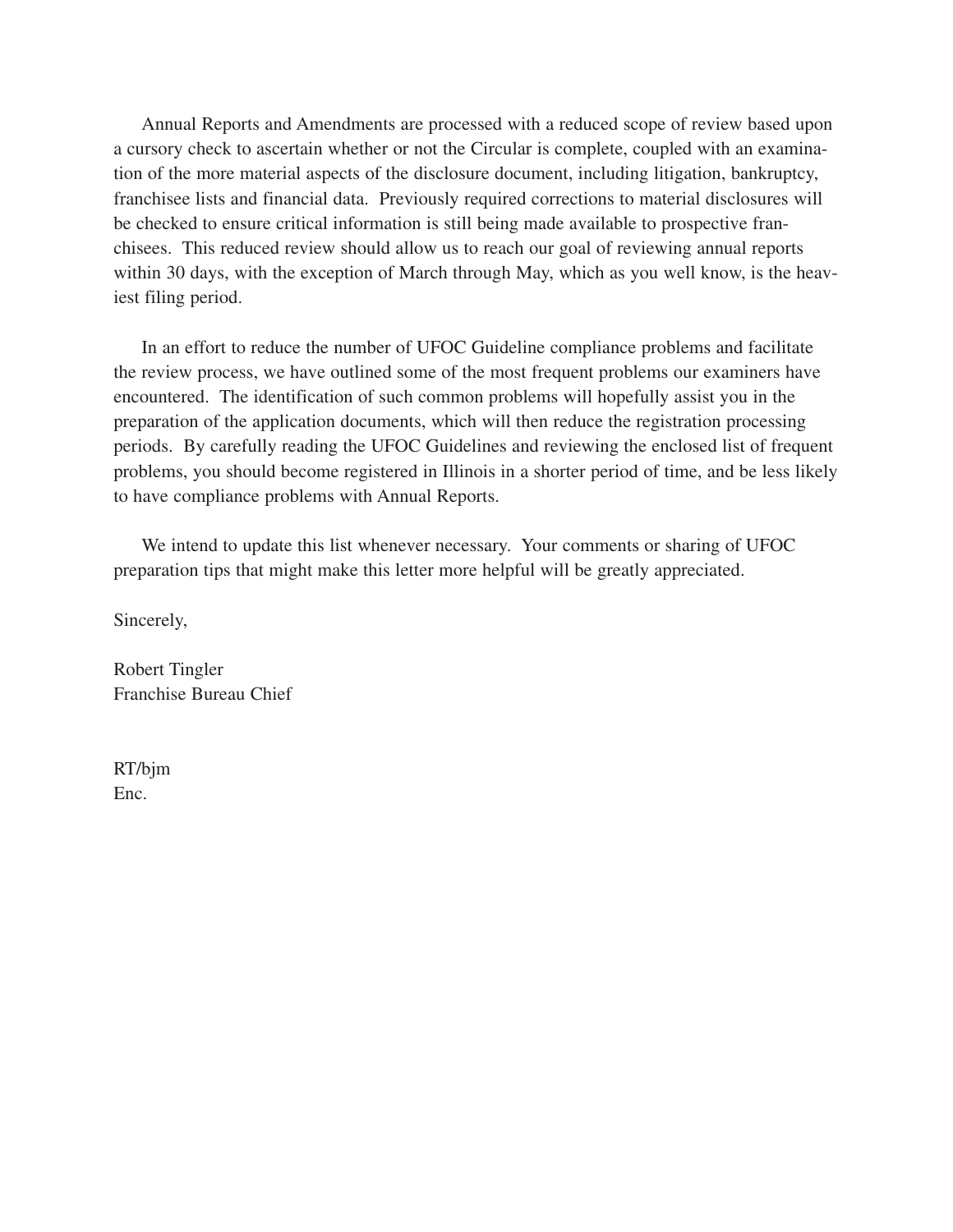Annual Reports and Amendments are processed with a reduced scope of review based upon a cursory check to ascertain whether or not the Circular is complete, coupled with an examination of the more material aspects of the disclosure document, including litigation, bankruptcy, franchisee lists and financial data. Previously required corrections to material disclosures will be checked to ensure critical information is still being made available to prospective franchisees. This reduced review should allow us to reach our goal of reviewing annual reports within 30 days, with the exception of March through May, which as you well know, is the heaviest filing period.

In an effort to reduce the number of UFOC Guideline compliance problems and facilitate the review process, we have outlined some of the most frequent problems our examiners have encountered. The identification of such common problems will hopefully assist you in the preparation of the application documents, which will then reduce the registration processing periods. By carefully reading the UFOC Guidelines and reviewing the enclosed list of frequent problems, you should become registered in Illinois in a shorter period of time, and be less likely to have compliance problems with Annual Reports.

We intend to update this list whenever necessary. Your comments or sharing of UFOC preparation tips that might make this letter more helpful will be greatly appreciated.

Sincerely,

Robert Tingler
Franchise Bureau Chief

RT/bjm
Enc.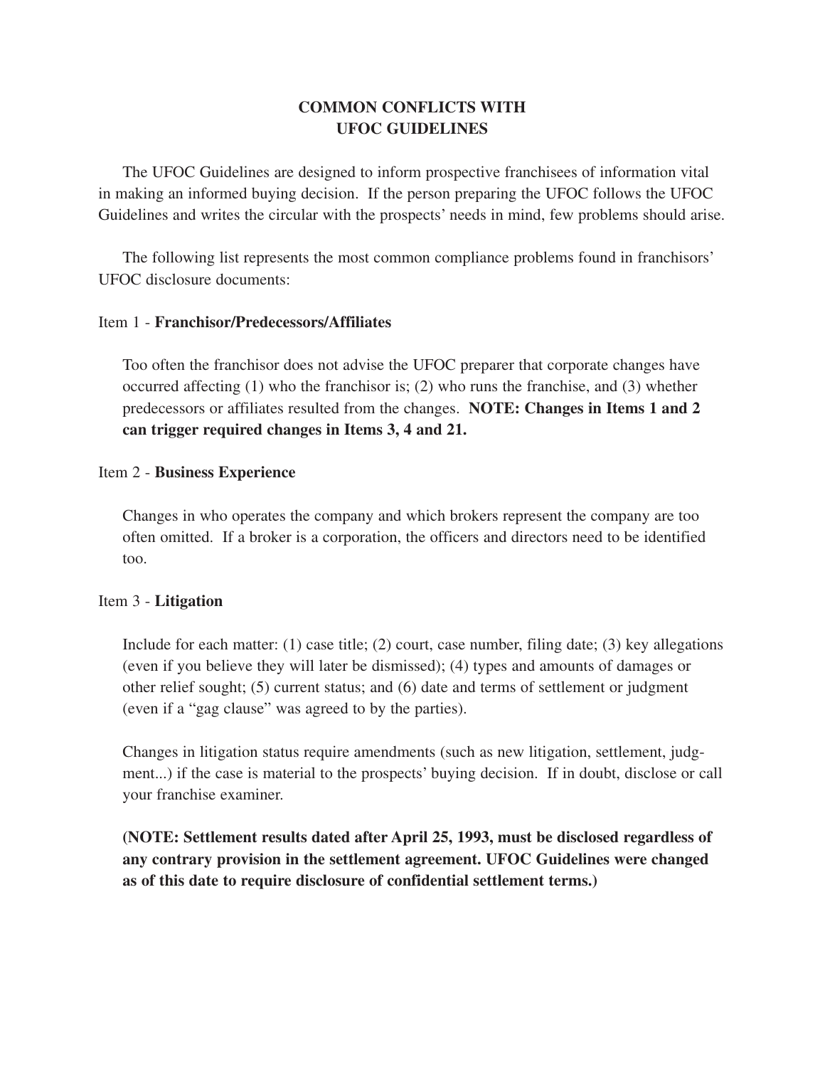## COMMON CONFLICTS WITH UFOC GUIDELINES

The UFOC Guidelines are designed to inform prospective franchisees of information vital in making an informed buying decision. If the person preparing the UFOC follows the UFOC Guidelines and writes the circular with the prospects' needs in mind, few problems should arise.

The following list represents the most common compliance problems found in franchisors' UFOC disclosure documents:

Item 1 - **Franchisor/Predecessors/Affiliates**

Too often the franchisor does not advise the UFOC preparer that corporate changes have occurred affecting (1) who the franchisor is; (2) who runs the franchise, and (3) whether predecessors or affiliates resulted from the changes. **NOTE: Changes in Items 1 and 2 can trigger required changes in Items 3, 4 and 21.**

Item 2 - **Business Experience**

Changes in who operates the company and which brokers represent the company are too often omitted. If a broker is a corporation, the officers and directors need to be identified too.

Item 3 - **Litigation**

Include for each matter: (1) case title; (2) court, case number, filing date; (3) key allegations (even if you believe they will later be dismissed); (4) types and amounts of damages or other relief sought; (5) current status; and (6) date and terms of settlement or judgment (even if a "gag clause" was agreed to by the parties).

Changes in litigation status require amendments (such as new litigation, settlement, judgment...) if the case is material to the prospects' buying decision. If in doubt, disclose or call your franchise examiner.

**(NOTE: Settlement results dated after April 25, 1993, must be disclosed regardless of any contrary provision in the settlement agreement. UFOC Guidelines were changed as of this date to require disclosure of confidential settlement terms.)**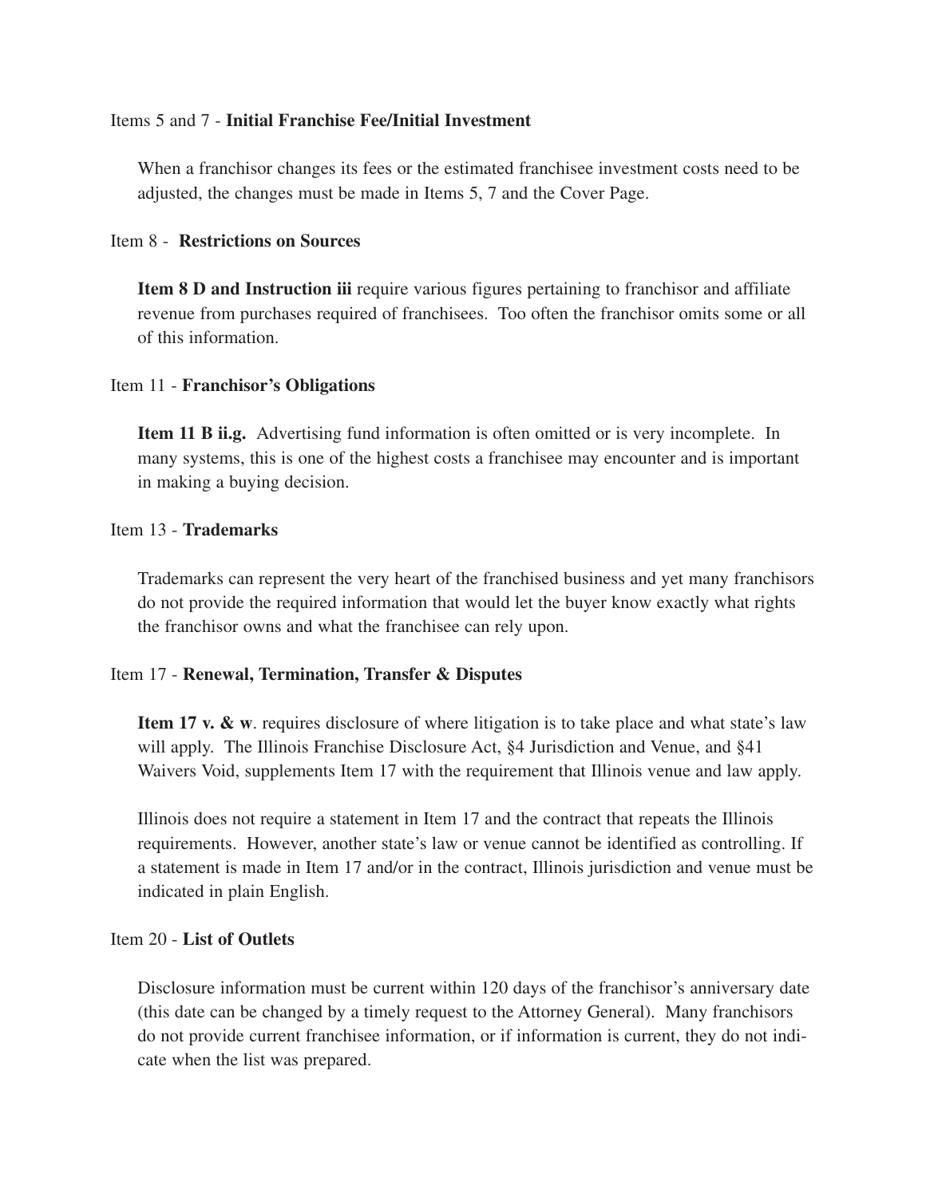Items 5 and 7 - **Initial Franchise Fee/Initial Investment**

When a franchisor changes its fees or the estimated franchisee investment costs need to be adjusted, the changes must be made in Items 5, 7 and the Cover Page.

Item 8 - **Restrictions on Sources**

**Item 8 D and Instruction iii** require various figures pertaining to franchisor and affiliate revenue from purchases required of franchisees. Too often the franchisor omits some or all of this information.

Item 11 - **Franchisor's Obligations**

**Item 11 B ii.g.** Advertising fund information is often omitted or is very incomplete. In many systems, this is one of the highest costs a franchisee may encounter and is important in making a buying decision.

Item 13 - **Trademarks**

Trademarks can represent the very heart of the franchised business and yet many franchisors do not provide the required information that would let the buyer know exactly what rights the franchisor owns and what the franchisee can rely upon.

Item 17 - **Renewal, Termination, Transfer & Disputes**

**Item 17 v. & w**. requires disclosure of where litigation is to take place and what state's law will apply. The Illinois Franchise Disclosure Act, §4 Jurisdiction and Venue, and §41 Waivers Void, supplements Item 17 with the requirement that Illinois venue and law apply.

Illinois does not require a statement in Item 17 and the contract that repeats the Illinois requirements. However, another state's law or venue cannot be identified as controlling. If a statement is made in Item 17 and/or in the contract, Illinois jurisdiction and venue must be indicated in plain English.

Item 20 - **List of Outlets**

Disclosure information must be current within 120 days of the franchisor's anniversary date (this date can be changed by a timely request to the Attorney General). Many franchisors do not provide current franchisee information, or if information is current, they do not indicate when the list was prepared.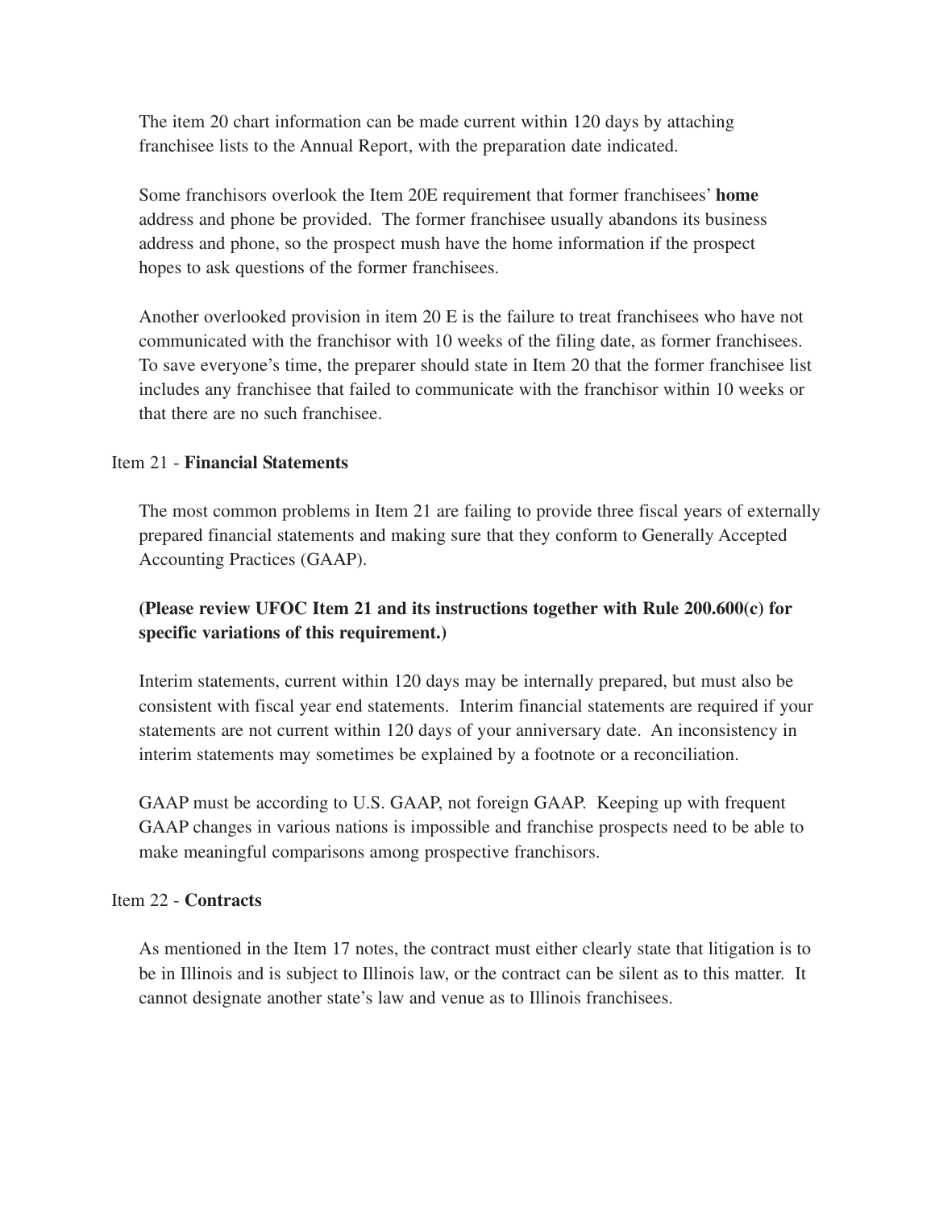The item 20 chart information can be made current within 120 days by attaching franchisee lists to the Annual Report, with the preparation date indicated.

Some franchisors overlook the Item 20E requirement that former franchisees' **home** address and phone be provided. The former franchisee usually abandons its business address and phone, so the prospect mush have the home information if the prospect hopes to ask questions of the former franchisees.

Another overlooked provision in item 20 E is the failure to treat franchisees who have not communicated with the franchisor with 10 weeks of the filing date, as former franchisees. To save everyone's time, the preparer should state in Item 20 that the former franchisee list includes any franchisee that failed to communicate with the franchisor within 10 weeks or that there are no such franchisee.

Item 21 - **Financial Statements**

The most common problems in Item 21 are failing to provide three fiscal years of externally prepared financial statements and making sure that they conform to Generally Accepted Accounting Practices (GAAP).

**(Please review UFOC Item 21 and its instructions together with Rule 200.600(c) for specific variations of this requirement.)**

Interim statements, current within 120 days may be internally prepared, but must also be consistent with fiscal year end statements. Interim financial statements are required if your statements are not current within 120 days of your anniversary date. An inconsistency in interim statements may sometimes be explained by a footnote or a reconciliation.

GAAP must be according to U.S. GAAP, not foreign GAAP. Keeping up with frequent GAAP changes in various nations is impossible and franchise prospects need to be able to make meaningful comparisons among prospective franchisors.

Item 22 - **Contracts**

As mentioned in the Item 17 notes, the contract must either clearly state that litigation is to be in Illinois and is subject to Illinois law, or the contract can be silent as to this matter. It cannot designate another state's law and venue as to Illinois franchisees.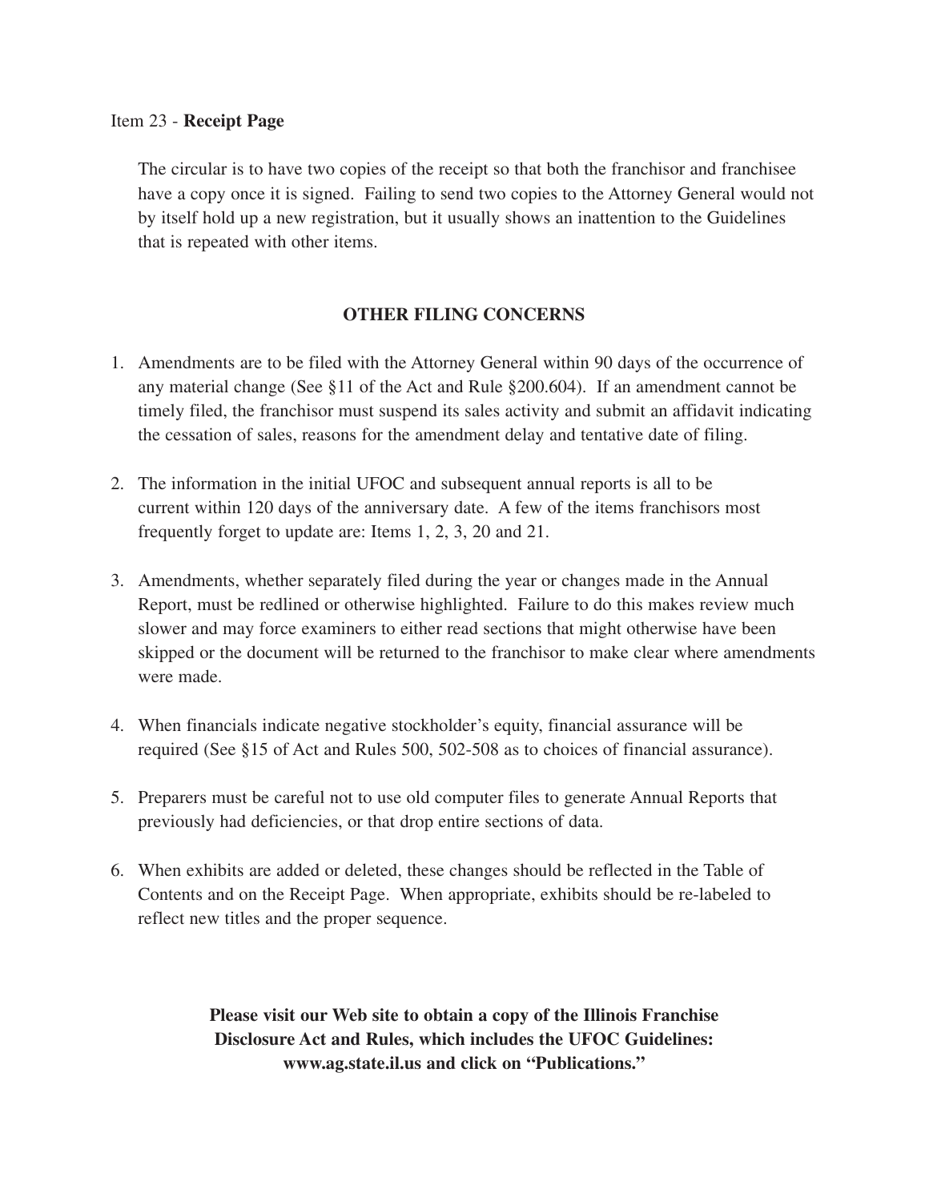Item 23 - **Receipt Page**

The circular is to have two copies of the receipt so that both the franchisor and franchisee have a copy once it is signed. Failing to send two copies to the Attorney General would not by itself hold up a new registration, but it usually shows an inattention to the Guidelines that is repeated with other items.

## OTHER FILING CONCERNS

1. Amendments are to be filed with the Attorney General within 90 days of the occurrence of any material change (See §11 of the Act and Rule §200.604). If an amendment cannot be timely filed, the franchisor must suspend its sales activity and submit an affidavit indicating the cessation of sales, reasons for the amendment delay and tentative date of filing.

2. The information in the initial UFOC and subsequent annual reports is all to be current within 120 days of the anniversary date. A few of the items franchisors most frequently forget to update are: Items 1, 2, 3, 20 and 21.

3. Amendments, whether separately filed during the year or changes made in the Annual Report, must be redlined or otherwise highlighted. Failure to do this makes review much slower and may force examiners to either read sections that might otherwise have been skipped or the document will be returned to the franchisor to make clear where amendments were made.

4. When financials indicate negative stockholder's equity, financial assurance will be required (See §15 of Act and Rules 500, 502-508 as to choices of financial assurance).

5. Preparers must be careful not to use old computer files to generate Annual Reports that previously had deficiencies, or that drop entire sections of data.

6. When exhibits are added or deleted, these changes should be reflected in the Table of Contents and on the Receipt Page. When appropriate, exhibits should be re-labeled to reflect new titles and the proper sequence.

**Please visit our Web site to obtain a copy of the Illinois Franchise Disclosure Act and Rules, which includes the UFOC Guidelines: www.ag.state.il.us and click on "Publications."**